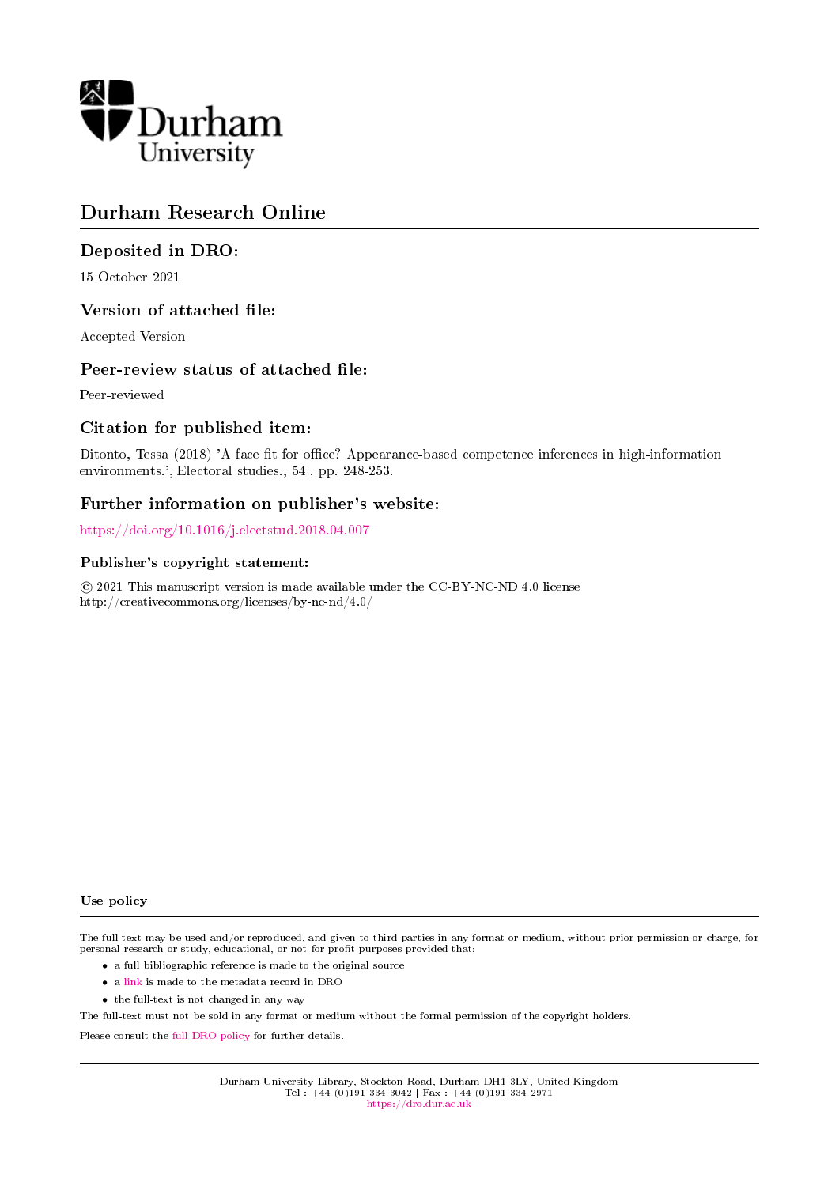# Durham Research Online

## Deposited in DRO:

15 October 2021

## Version of attached file:

Accepted Version

## Peer-review status of attached file:

Peer-reviewed

## Citation for published item:

Ditonto, Tessa (2018) 'A face fit for office? Appearance-based competence inferences in high-information environments.', Electoral studies., 54 . pp. 248-253.

## Further information on publisher's website:

https://doi.org/10.1016/j.electstud.2018.04.007

### Publisher's copyright statement:

© 2021 This manuscript version is made available under the CC-BY-NC-ND 4.0 license http://creativecommons.org/licenses/by-nc-nd/4.0/

### Use policy

The full-text may be used and/or reproduced, and given to third parties in any format or medium, without prior permission or charge, for personal research or study, educational, or not-for-profit purposes provided that:

- a full bibliographic reference is made to the original source
- a link is made to the metadata record in DRO
- the full-text is not changed in any way

The full-text must not be sold in any format or medium without the formal permission of the copyright holders.

Please consult the full DRO policy for further details.

Durham University Library, Stockton Road, Durham DH1 3LY, United Kingdom
Tel : +44 (0)191 334 3042 | Fax : +44 (0)191 334 2971
https://dro.dur.ac.uk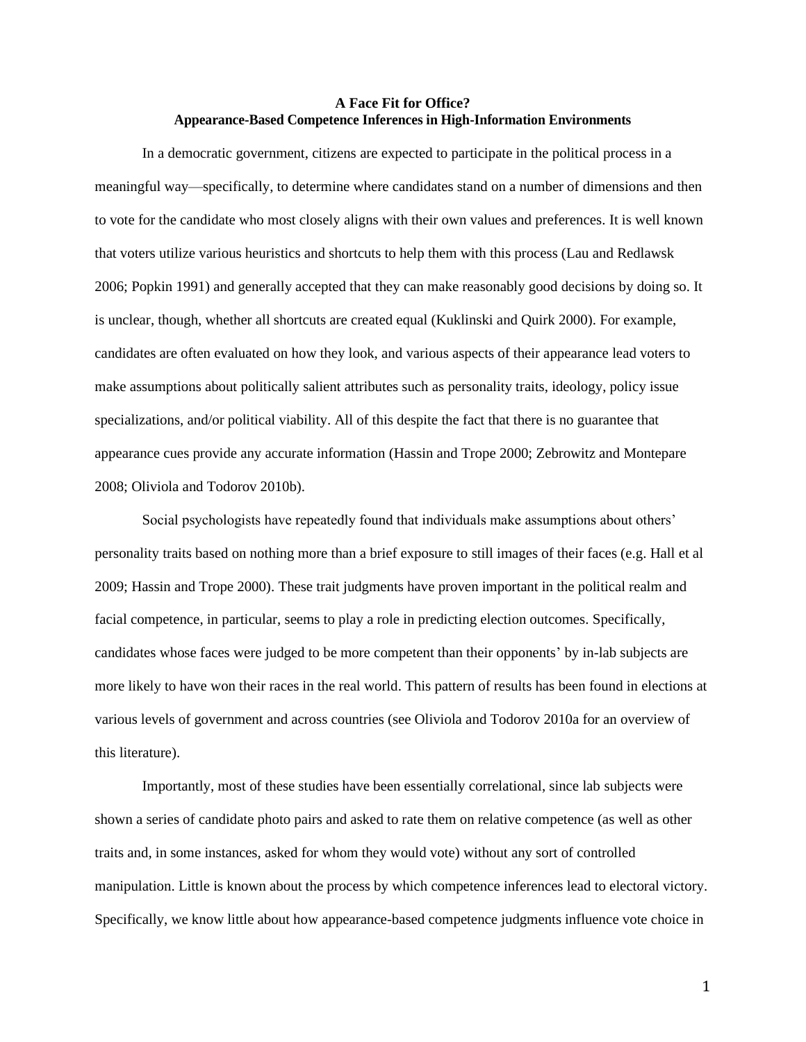**A Face Fit for Office?**
**Appearance-Based Competence Inferences in High-Information Environments**

In a democratic government, citizens are expected to participate in the political process in a meaningful way—specifically, to determine where candidates stand on a number of dimensions and then to vote for the candidate who most closely aligns with their own values and preferences. It is well known that voters utilize various heuristics and shortcuts to help them with this process (Lau and Redlawsk 2006; Popkin 1991) and generally accepted that they can make reasonably good decisions by doing so. It is unclear, though, whether all shortcuts are created equal (Kuklinski and Quirk 2000). For example, candidates are often evaluated on how they look, and various aspects of their appearance lead voters to make assumptions about politically salient attributes such as personality traits, ideology, policy issue specializations, and/or political viability. All of this despite the fact that there is no guarantee that appearance cues provide any accurate information (Hassin and Trope 2000; Zebrowitz and Montepare 2008; Oliviola and Todorov 2010b).

Social psychologists have repeatedly found that individuals make assumptions about others' personality traits based on nothing more than a brief exposure to still images of their faces (e.g. Hall et al 2009; Hassin and Trope 2000). These trait judgments have proven important in the political realm and facial competence, in particular, seems to play a role in predicting election outcomes. Specifically, candidates whose faces were judged to be more competent than their opponents' by in-lab subjects are more likely to have won their races in the real world. This pattern of results has been found in elections at various levels of government and across countries (see Oliviola and Todorov 2010a for an overview of this literature).

Importantly, most of these studies have been essentially correlational, since lab subjects were shown a series of candidate photo pairs and asked to rate them on relative competence (as well as other traits and, in some instances, asked for whom they would vote) without any sort of controlled manipulation. Little is known about the process by which competence inferences lead to electoral victory. Specifically, we know little about how appearance-based competence judgments influence vote choice in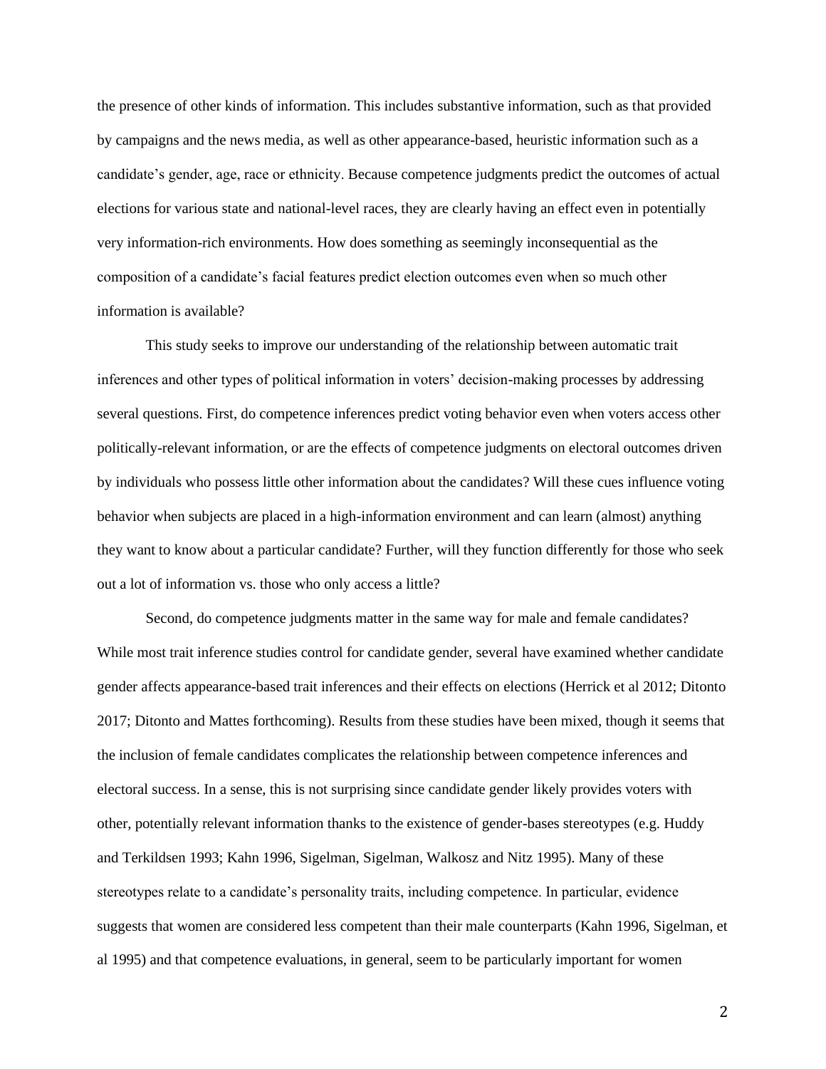the presence of other kinds of information. This includes substantive information, such as that provided by campaigns and the news media, as well as other appearance-based, heuristic information such as a candidate's gender, age, race or ethnicity. Because competence judgments predict the outcomes of actual elections for various state and national-level races, they are clearly having an effect even in potentially very information-rich environments. How does something as seemingly inconsequential as the composition of a candidate's facial features predict election outcomes even when so much other information is available?

This study seeks to improve our understanding of the relationship between automatic trait inferences and other types of political information in voters' decision-making processes by addressing several questions. First, do competence inferences predict voting behavior even when voters access other politically-relevant information, or are the effects of competence judgments on electoral outcomes driven by individuals who possess little other information about the candidates? Will these cues influence voting behavior when subjects are placed in a high-information environment and can learn (almost) anything they want to know about a particular candidate? Further, will they function differently for those who seek out a lot of information vs. those who only access a little?

Second, do competence judgments matter in the same way for male and female candidates? While most trait inference studies control for candidate gender, several have examined whether candidate gender affects appearance-based trait inferences and their effects on elections (Herrick et al 2012; Ditonto 2017; Ditonto and Mattes forthcoming). Results from these studies have been mixed, though it seems that the inclusion of female candidates complicates the relationship between competence inferences and electoral success. In a sense, this is not surprising since candidate gender likely provides voters with other, potentially relevant information thanks to the existence of gender-bases stereotypes (e.g. Huddy and Terkildsen 1993; Kahn 1996, Sigelman, Sigelman, Walkosz and Nitz 1995). Many of these stereotypes relate to a candidate's personality traits, including competence. In particular, evidence suggests that women are considered less competent than their male counterparts (Kahn 1996, Sigelman, et al 1995) and that competence evaluations, in general, seem to be particularly important for women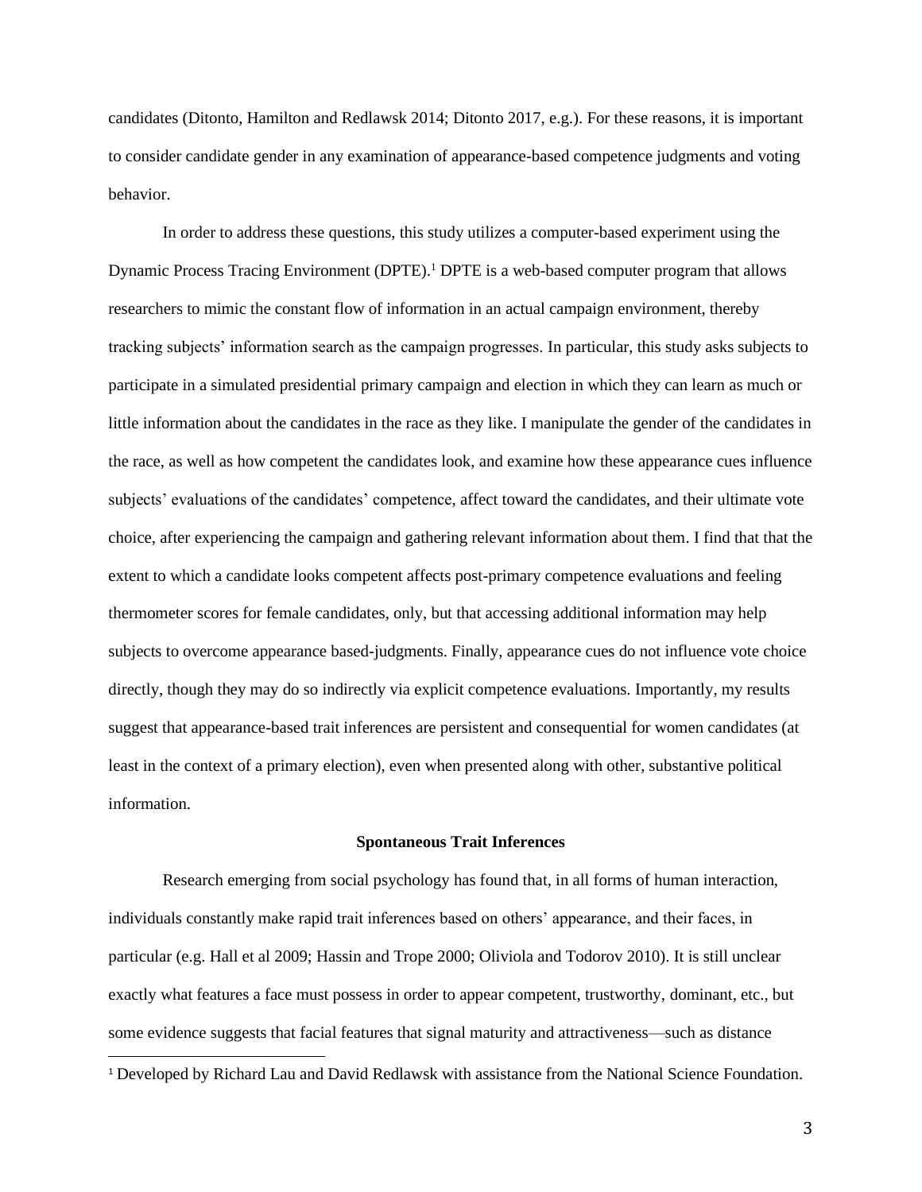candidates (Ditonto, Hamilton and Redlawsk 2014; Ditonto 2017, e.g.). For these reasons, it is important to consider candidate gender in any examination of appearance-based competence judgments and voting behavior.

In order to address these questions, this study utilizes a computer-based experiment using the Dynamic Process Tracing Environment (DPTE).[1] DPTE is a web-based computer program that allows researchers to mimic the constant flow of information in an actual campaign environment, thereby tracking subjects' information search as the campaign progresses. In particular, this study asks subjects to participate in a simulated presidential primary campaign and election in which they can learn as much or little information about the candidates in the race as they like. I manipulate the gender of the candidates in the race, as well as how competent the candidates look, and examine how these appearance cues influence subjects' evaluations of the candidates' competence, affect toward the candidates, and their ultimate vote choice, after experiencing the campaign and gathering relevant information about them. I find that that the extent to which a candidate looks competent affects post-primary competence evaluations and feeling thermometer scores for female candidates, only, but that accessing additional information may help subjects to overcome appearance based-judgments. Finally, appearance cues do not influence vote choice directly, though they may do so indirectly via explicit competence evaluations. Importantly, my results suggest that appearance-based trait inferences are persistent and consequential for women candidates (at least in the context of a primary election), even when presented along with other, substantive political information.

## Spontaneous Trait Inferences

Research emerging from social psychology has found that, in all forms of human interaction, individuals constantly make rapid trait inferences based on others' appearance, and their faces, in particular (e.g. Hall et al 2009; Hassin and Trope 2000; Oliviola and Todorov 2010). It is still unclear exactly what features a face must possess in order to appear competent, trustworthy, dominant, etc., but some evidence suggests that facial features that signal maturity and attractiveness—such as distance

[1] Developed by Richard Lau and David Redlawsk with assistance from the National Science Foundation.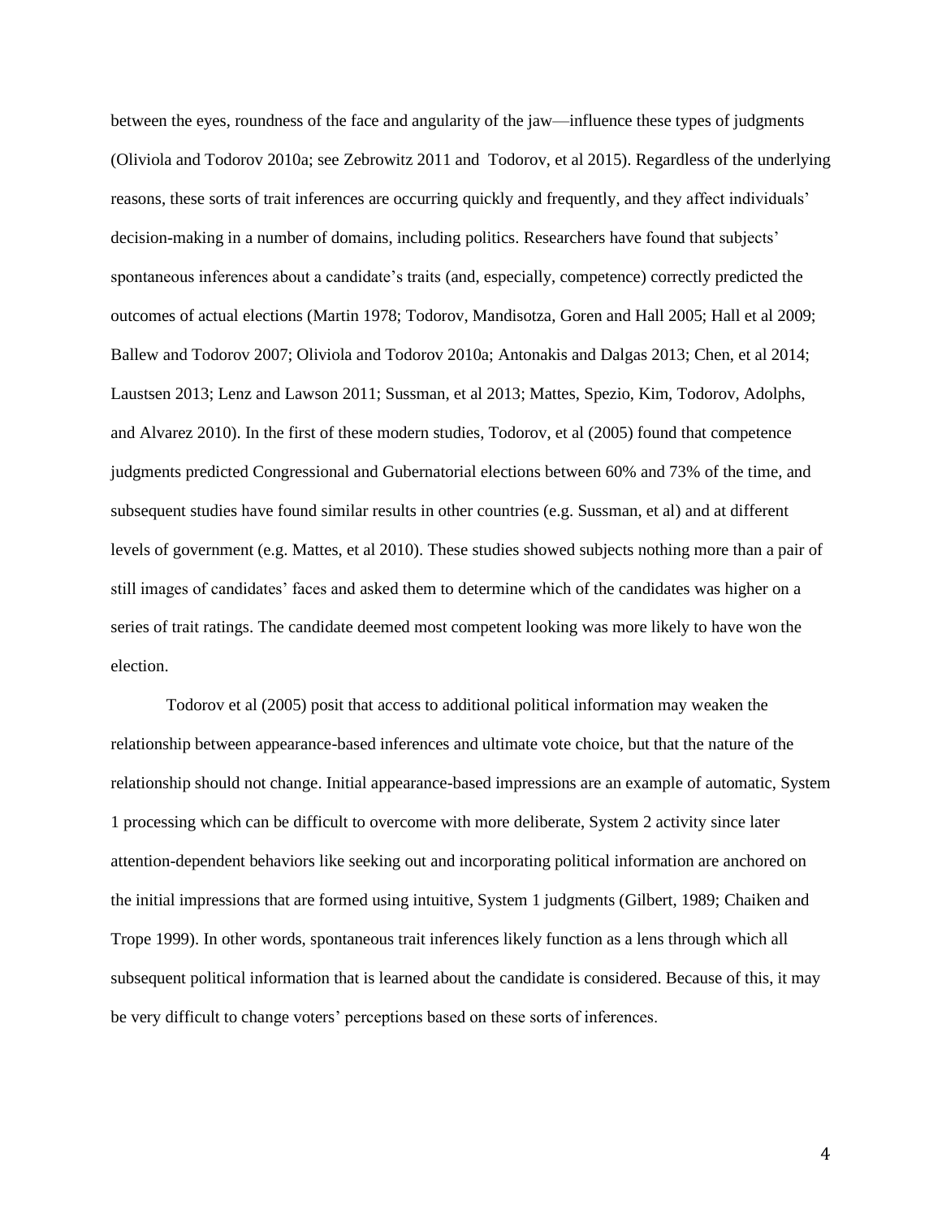between the eyes, roundness of the face and angularity of the jaw—influence these types of judgments (Oliviola and Todorov 2010a; see Zebrowitz 2011 and Todorov, et al 2015). Regardless of the underlying reasons, these sorts of trait inferences are occurring quickly and frequently, and they affect individuals' decision-making in a number of domains, including politics. Researchers have found that subjects' spontaneous inferences about a candidate's traits (and, especially, competence) correctly predicted the outcomes of actual elections (Martin 1978; Todorov, Mandisotza, Goren and Hall 2005; Hall et al 2009; Ballew and Todorov 2007; Oliviola and Todorov 2010a; Antonakis and Dalgas 2013; Chen, et al 2014; Laustsen 2013; Lenz and Lawson 2011; Sussman, et al 2013; Mattes, Spezio, Kim, Todorov, Adolphs, and Alvarez 2010). In the first of these modern studies, Todorov, et al (2005) found that competence judgments predicted Congressional and Gubernatorial elections between 60% and 73% of the time, and subsequent studies have found similar results in other countries (e.g. Sussman, et al) and at different levels of government (e.g. Mattes, et al 2010). These studies showed subjects nothing more than a pair of still images of candidates' faces and asked them to determine which of the candidates was higher on a series of trait ratings. The candidate deemed most competent looking was more likely to have won the election.

Todorov et al (2005) posit that access to additional political information may weaken the relationship between appearance-based inferences and ultimate vote choice, but that the nature of the relationship should not change. Initial appearance-based impressions are an example of automatic, System 1 processing which can be difficult to overcome with more deliberate, System 2 activity since later attention-dependent behaviors like seeking out and incorporating political information are anchored on the initial impressions that are formed using intuitive, System 1 judgments (Gilbert, 1989; Chaiken and Trope 1999). In other words, spontaneous trait inferences likely function as a lens through which all subsequent political information that is learned about the candidate is considered. Because of this, it may be very difficult to change voters' perceptions based on these sorts of inferences.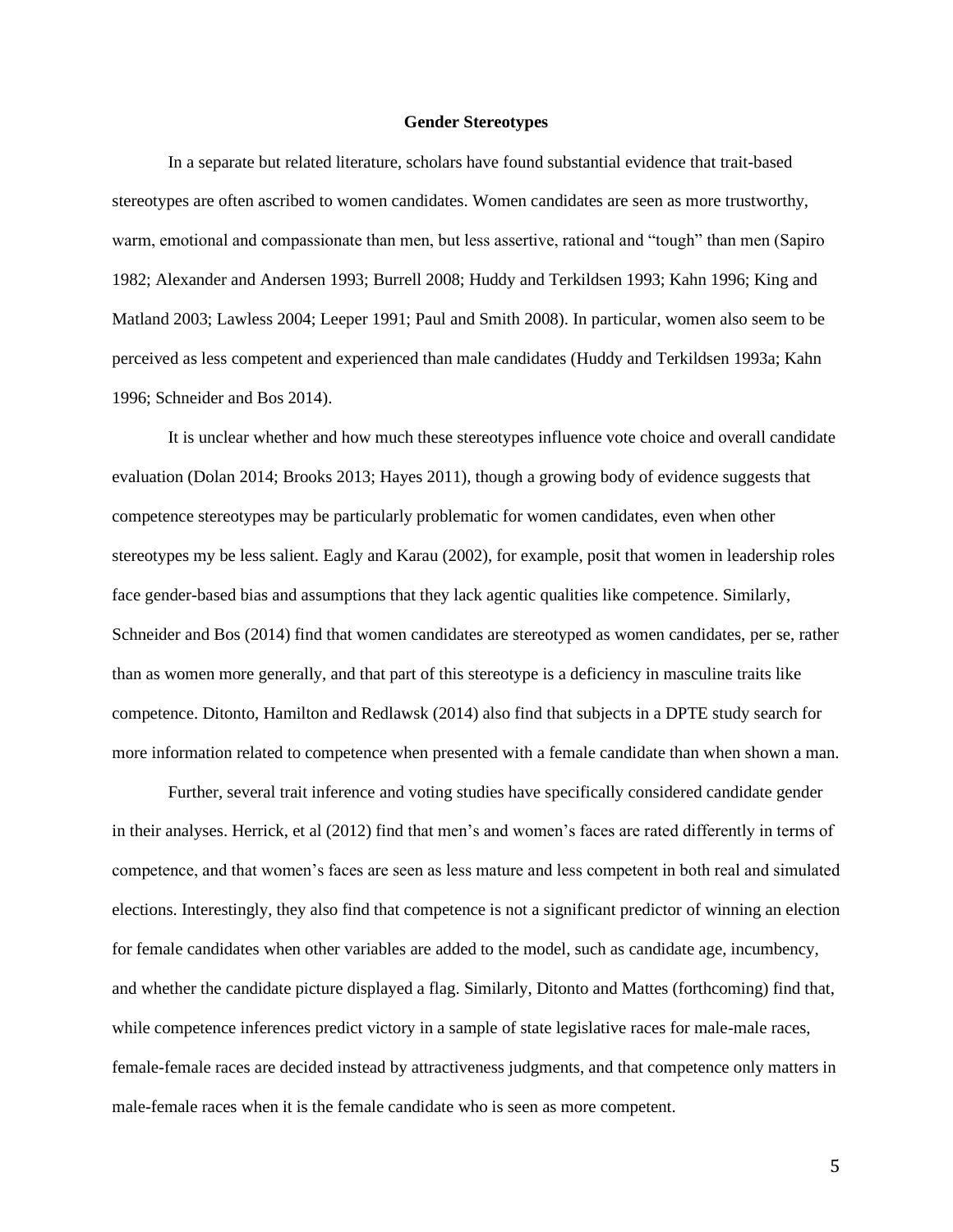## Gender Stereotypes

In a separate but related literature, scholars have found substantial evidence that trait-based stereotypes are often ascribed to women candidates. Women candidates are seen as more trustworthy, warm, emotional and compassionate than men, but less assertive, rational and "tough" than men (Sapiro 1982; Alexander and Andersen 1993; Burrell 2008; Huddy and Terkildsen 1993; Kahn 1996; King and Matland 2003; Lawless 2004; Leeper 1991; Paul and Smith 2008). In particular, women also seem to be perceived as less competent and experienced than male candidates (Huddy and Terkildsen 1993a; Kahn 1996; Schneider and Bos 2014).

It is unclear whether and how much these stereotypes influence vote choice and overall candidate evaluation (Dolan 2014; Brooks 2013; Hayes 2011), though a growing body of evidence suggests that competence stereotypes may be particularly problematic for women candidates, even when other stereotypes my be less salient. Eagly and Karau (2002), for example, posit that women in leadership roles face gender-based bias and assumptions that they lack agentic qualities like competence. Similarly, Schneider and Bos (2014) find that women candidates are stereotyped as women candidates, per se, rather than as women more generally, and that part of this stereotype is a deficiency in masculine traits like competence. Ditonto, Hamilton and Redlawsk (2014) also find that subjects in a DPTE study search for more information related to competence when presented with a female candidate than when shown a man.

Further, several trait inference and voting studies have specifically considered candidate gender in their analyses. Herrick, et al (2012) find that men's and women's faces are rated differently in terms of competence, and that women's faces are seen as less mature and less competent in both real and simulated elections. Interestingly, they also find that competence is not a significant predictor of winning an election for female candidates when other variables are added to the model, such as candidate age, incumbency, and whether the candidate picture displayed a flag. Similarly, Ditonto and Mattes (forthcoming) find that, while competence inferences predict victory in a sample of state legislative races for male-male races, female-female races are decided instead by attractiveness judgments, and that competence only matters in male-female races when it is the female candidate who is seen as more competent.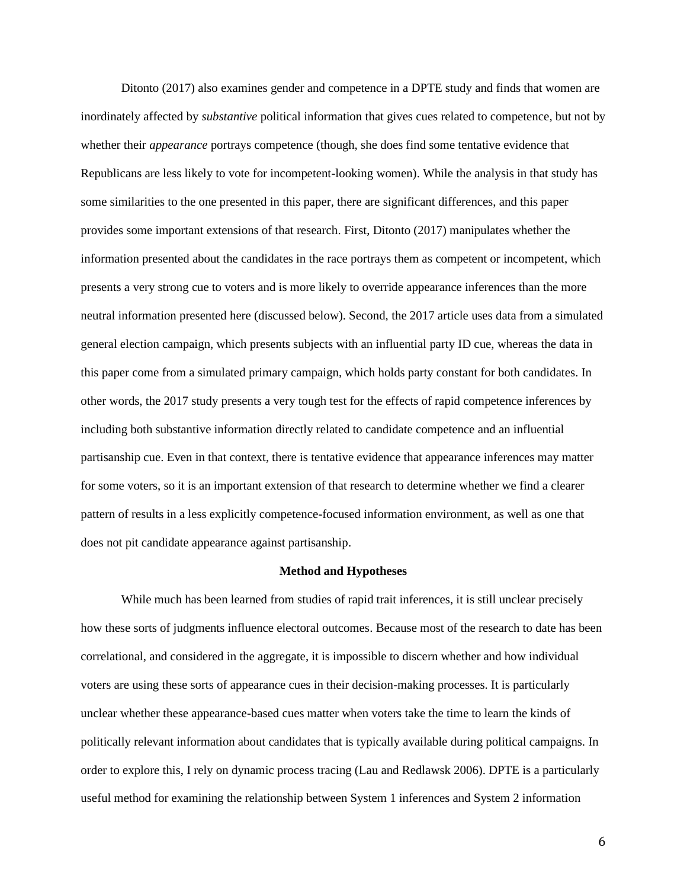Ditonto (2017) also examines gender and competence in a DPTE study and finds that women are inordinately affected by *substantive* political information that gives cues related to competence, but not by whether their *appearance* portrays competence (though, she does find some tentative evidence that Republicans are less likely to vote for incompetent-looking women). While the analysis in that study has some similarities to the one presented in this paper, there are significant differences, and this paper provides some important extensions of that research. First, Ditonto (2017) manipulates whether the information presented about the candidates in the race portrays them as competent or incompetent, which presents a very strong cue to voters and is more likely to override appearance inferences than the more neutral information presented here (discussed below). Second, the 2017 article uses data from a simulated general election campaign, which presents subjects with an influential party ID cue, whereas the data in this paper come from a simulated primary campaign, which holds party constant for both candidates. In other words, the 2017 study presents a very tough test for the effects of rapid competence inferences by including both substantive information directly related to candidate competence and an influential partisanship cue. Even in that context, there is tentative evidence that appearance inferences may matter for some voters, so it is an important extension of that research to determine whether we find a clearer pattern of results in a less explicitly competence-focused information environment, as well as one that does not pit candidate appearance against partisanship.

## Method and Hypotheses

While much has been learned from studies of rapid trait inferences, it is still unclear precisely how these sorts of judgments influence electoral outcomes. Because most of the research to date has been correlational, and considered in the aggregate, it is impossible to discern whether and how individual voters are using these sorts of appearance cues in their decision-making processes. It is particularly unclear whether these appearance-based cues matter when voters take the time to learn the kinds of politically relevant information about candidates that is typically available during political campaigns. In order to explore this, I rely on dynamic process tracing (Lau and Redlawsk 2006). DPTE is a particularly useful method for examining the relationship between System 1 inferences and System 2 information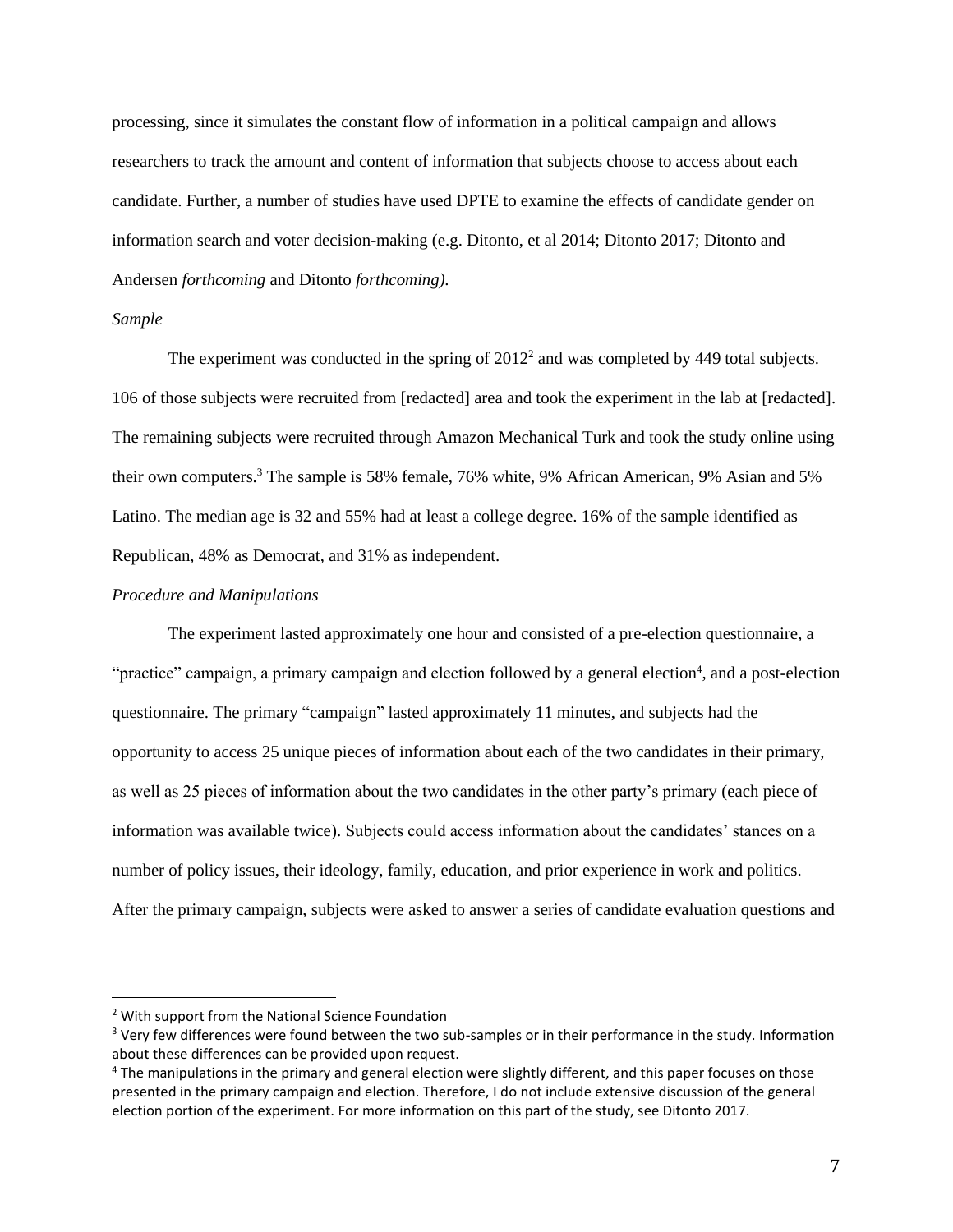processing, since it simulates the constant flow of information in a political campaign and allows researchers to track the amount and content of information that subjects choose to access about each candidate. Further, a number of studies have used DPTE to examine the effects of candidate gender on information search and voter decision-making (e.g. Ditonto, et al 2014; Ditonto 2017; Ditonto and Andersen *forthcoming* and Ditonto *forthcoming).*

*Sample*

The experiment was conducted in the spring of 2012[2] and was completed by 449 total subjects. 106 of those subjects were recruited from [redacted] area and took the experiment in the lab at [redacted]. The remaining subjects were recruited through Amazon Mechanical Turk and took the study online using their own computers.[3] The sample is 58% female, 76% white, 9% African American, 9% Asian and 5% Latino. The median age is 32 and 55% had at least a college degree. 16% of the sample identified as Republican, 48% as Democrat, and 31% as independent.

*Procedure and Manipulations*

The experiment lasted approximately one hour and consisted of a pre-election questionnaire, a "practice" campaign, a primary campaign and election followed by a general election[4], and a post-election questionnaire. The primary "campaign" lasted approximately 11 minutes, and subjects had the opportunity to access 25 unique pieces of information about each of the two candidates in their primary, as well as 25 pieces of information about the two candidates in the other party's primary (each piece of information was available twice). Subjects could access information about the candidates' stances on a number of policy issues, their ideology, family, education, and prior experience in work and politics. After the primary campaign, subjects were asked to answer a series of candidate evaluation questions and

---

[2] With support from the National Science Foundation

[3] Very few differences were found between the two sub-samples or in their performance in the study. Information about these differences can be provided upon request.

[4] The manipulations in the primary and general election were slightly different, and this paper focuses on those presented in the primary campaign and election. Therefore, I do not include extensive discussion of the general election portion of the experiment. For more information on this part of the study, see Ditonto 2017.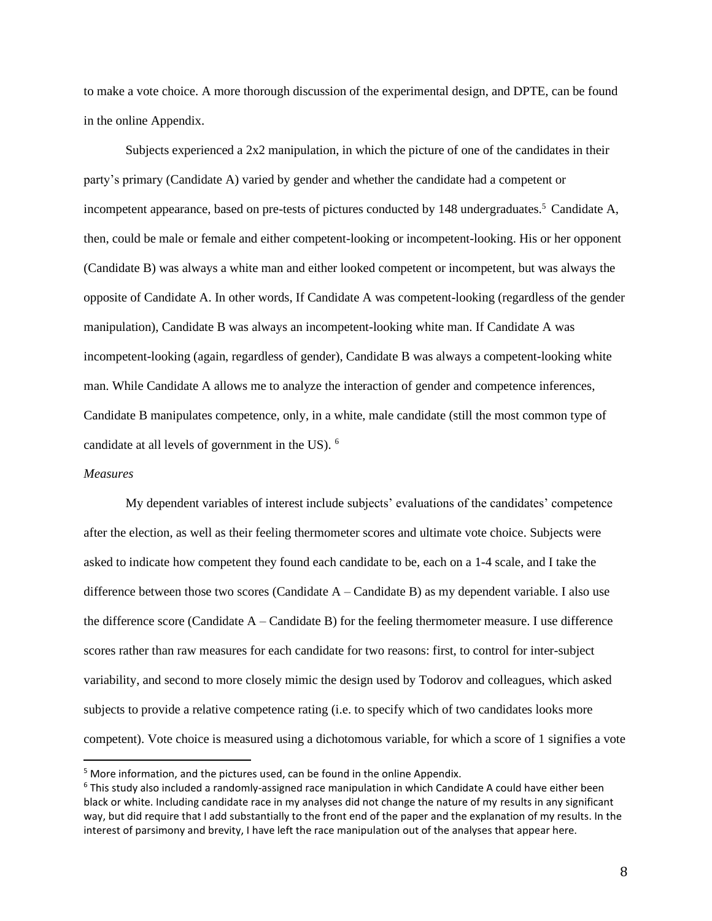to make a vote choice. A more thorough discussion of the experimental design, and DPTE, can be found in the online Appendix.

Subjects experienced a 2x2 manipulation, in which the picture of one of the candidates in their party's primary (Candidate A) varied by gender and whether the candidate had a competent or incompetent appearance, based on pre-tests of pictures conducted by 148 undergraduates.[5] Candidate A, then, could be male or female and either competent-looking or incompetent-looking. His or her opponent (Candidate B) was always a white man and either looked competent or incompetent, but was always the opposite of Candidate A. In other words, If Candidate A was competent-looking (regardless of the gender manipulation), Candidate B was always an incompetent-looking white man. If Candidate A was incompetent-looking (again, regardless of gender), Candidate B was always a competent-looking white man. While Candidate A allows me to analyze the interaction of gender and competence inferences, Candidate B manipulates competence, only, in a white, male candidate (still the most common type of candidate at all levels of government in the US).[6]

*Measures*

My dependent variables of interest include subjects' evaluations of the candidates' competence after the election, as well as their feeling thermometer scores and ultimate vote choice. Subjects were asked to indicate how competent they found each candidate to be, each on a 1-4 scale, and I take the difference between those two scores (Candidate A – Candidate B) as my dependent variable. I also use the difference score (Candidate A – Candidate B) for the feeling thermometer measure. I use difference scores rather than raw measures for each candidate for two reasons: first, to control for inter-subject variability, and second to more closely mimic the design used by Todorov and colleagues, which asked subjects to provide a relative competence rating (i.e. to specify which of two candidates looks more competent). Vote choice is measured using a dichotomous variable, for which a score of 1 signifies a vote

---

[5] More information, and the pictures used, can be found in the online Appendix.

[6] This study also included a randomly-assigned race manipulation in which Candidate A could have either been black or white. Including candidate race in my analyses did not change the nature of my results in any significant way, but did require that I add substantially to the front end of the paper and the explanation of my results. In the interest of parsimony and brevity, I have left the race manipulation out of the analyses that appear here.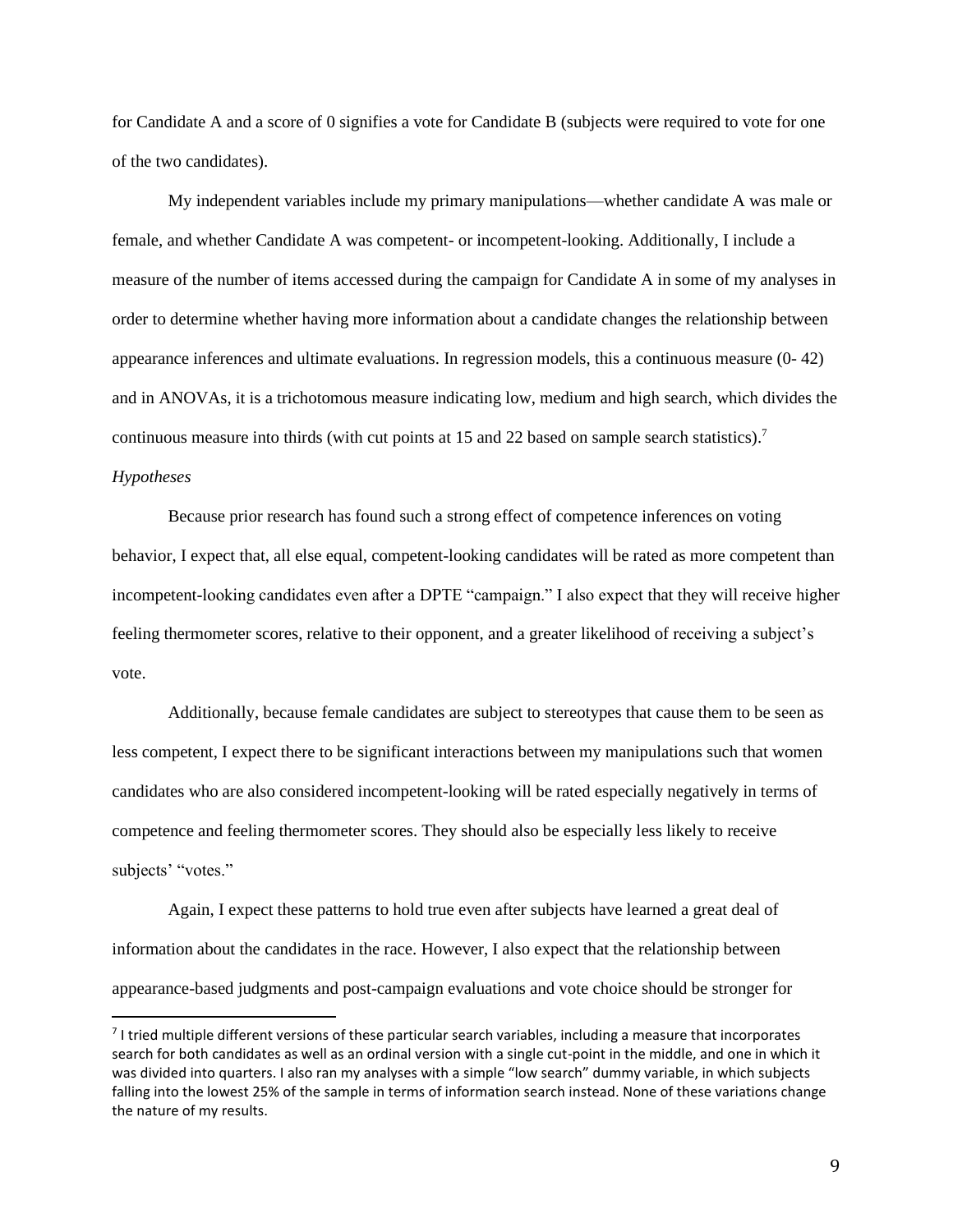for Candidate A and a score of 0 signifies a vote for Candidate B (subjects were required to vote for one of the two candidates).

My independent variables include my primary manipulations—whether candidate A was male or female, and whether Candidate A was competent- or incompetent-looking. Additionally, I include a measure of the number of items accessed during the campaign for Candidate A in some of my analyses in order to determine whether having more information about a candidate changes the relationship between appearance inferences and ultimate evaluations. In regression models, this a continuous measure (0- 42) and in ANOVAs, it is a trichotomous measure indicating low, medium and high search, which divides the continuous measure into thirds (with cut points at 15 and 22 based on sample search statistics).[7]

*Hypotheses*

Because prior research has found such a strong effect of competence inferences on voting behavior, I expect that, all else equal, competent-looking candidates will be rated as more competent than incompetent-looking candidates even after a DPTE "campaign." I also expect that they will receive higher feeling thermometer scores, relative to their opponent, and a greater likelihood of receiving a subject's vote.

Additionally, because female candidates are subject to stereotypes that cause them to be seen as less competent, I expect there to be significant interactions between my manipulations such that women candidates who are also considered incompetent-looking will be rated especially negatively in terms of competence and feeling thermometer scores. They should also be especially less likely to receive subjects' "votes."

Again, I expect these patterns to hold true even after subjects have learned a great deal of information about the candidates in the race. However, I also expect that the relationship between appearance-based judgments and post-campaign evaluations and vote choice should be stronger for

[7] I tried multiple different versions of these particular search variables, including a measure that incorporates search for both candidates as well as an ordinal version with a single cut-point in the middle, and one in which it was divided into quarters. I also ran my analyses with a simple "low search" dummy variable, in which subjects falling into the lowest 25% of the sample in terms of information search instead. None of these variations change the nature of my results.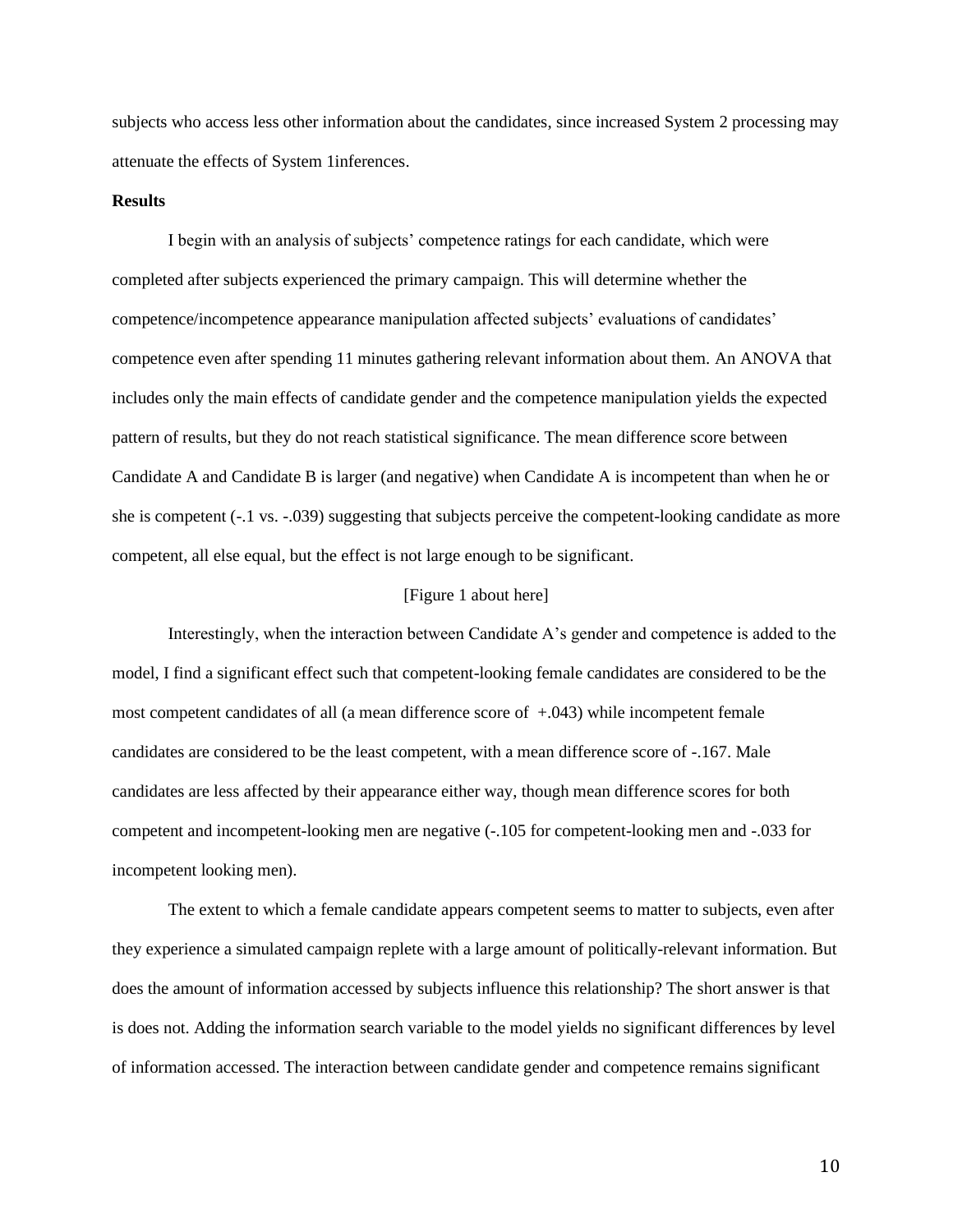subjects who access less other information about the candidates, since increased System 2 processing may attenuate the effects of System 1inferences.

**Results**

I begin with an analysis of subjects' competence ratings for each candidate, which were completed after subjects experienced the primary campaign. This will determine whether the competence/incompetence appearance manipulation affected subjects' evaluations of candidates' competence even after spending 11 minutes gathering relevant information about them. An ANOVA that includes only the main effects of candidate gender and the competence manipulation yields the expected pattern of results, but they do not reach statistical significance. The mean difference score between Candidate A and Candidate B is larger (and negative) when Candidate A is incompetent than when he or she is competent (-.1 vs. -.039) suggesting that subjects perceive the competent-looking candidate as more competent, all else equal, but the effect is not large enough to be significant.

[Figure 1 about here]

Interestingly, when the interaction between Candidate A's gender and competence is added to the model, I find a significant effect such that competent-looking female candidates are considered to be the most competent candidates of all (a mean difference score of +.043) while incompetent female candidates are considered to be the least competent, with a mean difference score of -.167. Male candidates are less affected by their appearance either way, though mean difference scores for both competent and incompetent-looking men are negative (-.105 for competent-looking men and -.033 for incompetent looking men).

The extent to which a female candidate appears competent seems to matter to subjects, even after they experience a simulated campaign replete with a large amount of politically-relevant information. But does the amount of information accessed by subjects influence this relationship? The short answer is that is does not. Adding the information search variable to the model yields no significant differences by level of information accessed. The interaction between candidate gender and competence remains significant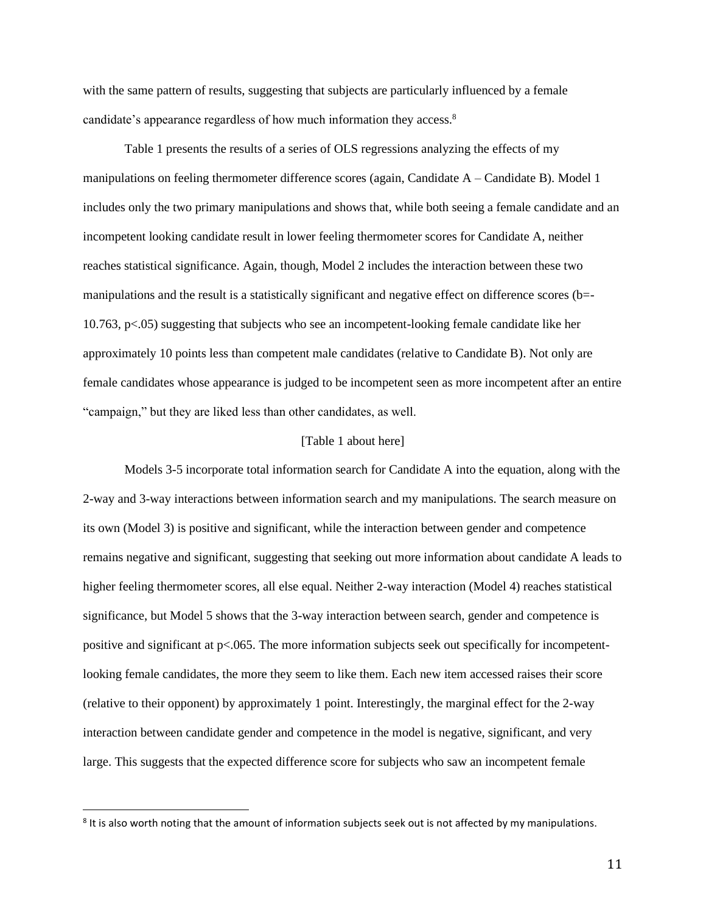with the same pattern of results, suggesting that subjects are particularly influenced by a female candidate's appearance regardless of how much information they access.[8]

Table 1 presents the results of a series of OLS regressions analyzing the effects of my manipulations on feeling thermometer difference scores (again, Candidate A – Candidate B). Model 1 includes only the two primary manipulations and shows that, while both seeing a female candidate and an incompetent looking candidate result in lower feeling thermometer scores for Candidate A, neither reaches statistical significance. Again, though, Model 2 includes the interaction between these two manipulations and the result is a statistically significant and negative effect on difference scores ($b=-10.763$, $p<.05$) suggesting that subjects who see an incompetent-looking female candidate like her approximately 10 points less than competent male candidates (relative to Candidate B). Not only are female candidates whose appearance is judged to be incompetent seen as more incompetent after an entire "campaign," but they are liked less than other candidates, as well.

[Table 1 about here]

Models 3-5 incorporate total information search for Candidate A into the equation, along with the 2-way and 3-way interactions between information search and my manipulations. The search measure on its own (Model 3) is positive and significant, while the interaction between gender and competence remains negative and significant, suggesting that seeking out more information about candidate A leads to higher feeling thermometer scores, all else equal. Neither 2-way interaction (Model 4) reaches statistical significance, but Model 5 shows that the 3-way interaction between search, gender and competence is positive and significant at $p<.065$. The more information subjects seek out specifically for incompetent-looking female candidates, the more they seem to like them. Each new item accessed raises their score (relative to their opponent) by approximately 1 point. Interestingly, the marginal effect for the 2-way interaction between candidate gender and competence in the model is negative, significant, and very large. This suggests that the expected difference score for subjects who saw an incompetent female

[8] It is also worth noting that the amount of information subjects seek out is not affected by my manipulations.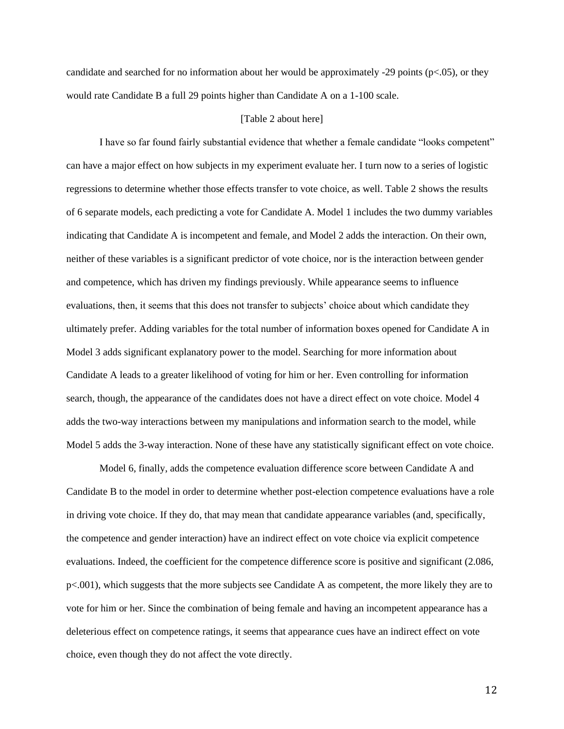candidate and searched for no information about her would be approximately -29 points ($p<.05$), or they would rate Candidate B a full 29 points higher than Candidate A on a 1-100 scale.

[Table 2 about here]

I have so far found fairly substantial evidence that whether a female candidate "looks competent" can have a major effect on how subjects in my experiment evaluate her. I turn now to a series of logistic regressions to determine whether those effects transfer to vote choice, as well. Table 2 shows the results of 6 separate models, each predicting a vote for Candidate A. Model 1 includes the two dummy variables indicating that Candidate A is incompetent and female, and Model 2 adds the interaction. On their own, neither of these variables is a significant predictor of vote choice, nor is the interaction between gender and competence, which has driven my findings previously. While appearance seems to influence evaluations, then, it seems that this does not transfer to subjects' choice about which candidate they ultimately prefer. Adding variables for the total number of information boxes opened for Candidate A in Model 3 adds significant explanatory power to the model. Searching for more information about Candidate A leads to a greater likelihood of voting for him or her. Even controlling for information search, though, the appearance of the candidates does not have a direct effect on vote choice. Model 4 adds the two-way interactions between my manipulations and information search to the model, while Model 5 adds the 3-way interaction. None of these have any statistically significant effect on vote choice.

Model 6, finally, adds the competence evaluation difference score between Candidate A and Candidate B to the model in order to determine whether post-election competence evaluations have a role in driving vote choice. If they do, that may mean that candidate appearance variables (and, specifically, the competence and gender interaction) have an indirect effect on vote choice via explicit competence evaluations. Indeed, the coefficient for the competence difference score is positive and significant (2.086, $p<.001$), which suggests that the more subjects see Candidate A as competent, the more likely they are to vote for him or her. Since the combination of being female and having an incompetent appearance has a deleterious effect on competence ratings, it seems that appearance cues have an indirect effect on vote choice, even though they do not affect the vote directly.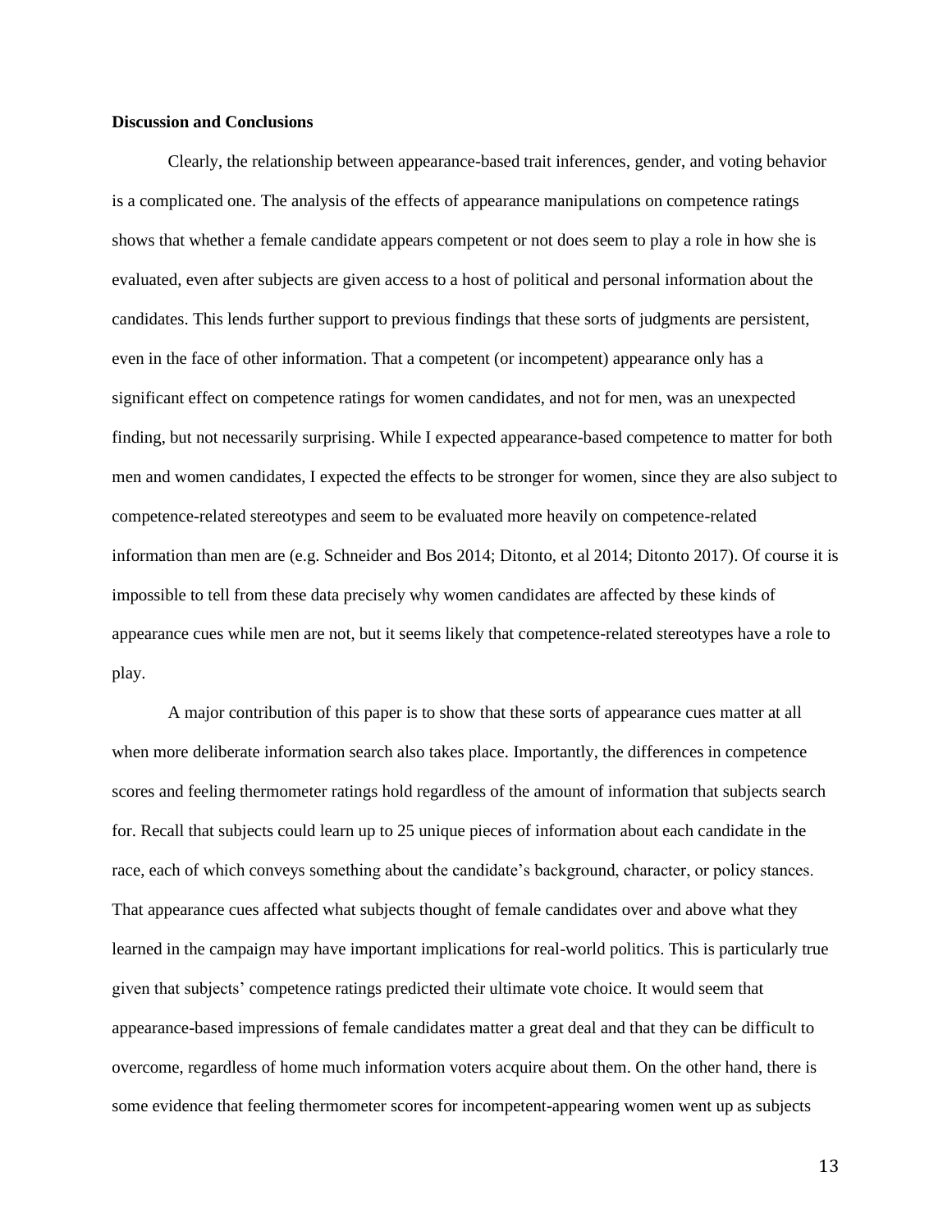**Discussion and Conclusions**

Clearly, the relationship between appearance-based trait inferences, gender, and voting behavior is a complicated one. The analysis of the effects of appearance manipulations on competence ratings shows that whether a female candidate appears competent or not does seem to play a role in how she is evaluated, even after subjects are given access to a host of political and personal information about the candidates. This lends further support to previous findings that these sorts of judgments are persistent, even in the face of other information. That a competent (or incompetent) appearance only has a significant effect on competence ratings for women candidates, and not for men, was an unexpected finding, but not necessarily surprising. While I expected appearance-based competence to matter for both men and women candidates, I expected the effects to be stronger for women, since they are also subject to competence-related stereotypes and seem to be evaluated more heavily on competence-related information than men are (e.g. Schneider and Bos 2014; Ditonto, et al 2014; Ditonto 2017). Of course it is impossible to tell from these data precisely why women candidates are affected by these kinds of appearance cues while men are not, but it seems likely that competence-related stereotypes have a role to play.

A major contribution of this paper is to show that these sorts of appearance cues matter at all when more deliberate information search also takes place. Importantly, the differences in competence scores and feeling thermometer ratings hold regardless of the amount of information that subjects search for. Recall that subjects could learn up to 25 unique pieces of information about each candidate in the race, each of which conveys something about the candidate's background, character, or policy stances. That appearance cues affected what subjects thought of female candidates over and above what they learned in the campaign may have important implications for real-world politics. This is particularly true given that subjects' competence ratings predicted their ultimate vote choice. It would seem that appearance-based impressions of female candidates matter a great deal and that they can be difficult to overcome, regardless of home much information voters acquire about them. On the other hand, there is some evidence that feeling thermometer scores for incompetent-appearing women went up as subjects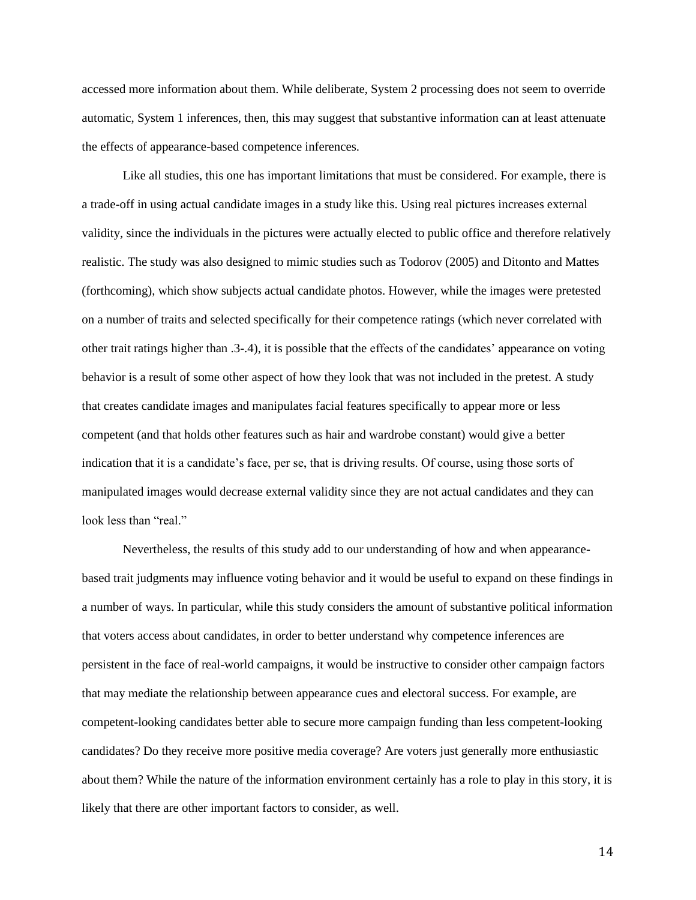accessed more information about them. While deliberate, System 2 processing does not seem to override automatic, System 1 inferences, then, this may suggest that substantive information can at least attenuate the effects of appearance-based competence inferences.

Like all studies, this one has important limitations that must be considered. For example, there is a trade-off in using actual candidate images in a study like this. Using real pictures increases external validity, since the individuals in the pictures were actually elected to public office and therefore relatively realistic. The study was also designed to mimic studies such as Todorov (2005) and Ditonto and Mattes (forthcoming), which show subjects actual candidate photos. However, while the images were pretested on a number of traits and selected specifically for their competence ratings (which never correlated with other trait ratings higher than .3-.4), it is possible that the effects of the candidates' appearance on voting behavior is a result of some other aspect of how they look that was not included in the pretest. A study that creates candidate images and manipulates facial features specifically to appear more or less competent (and that holds other features such as hair and wardrobe constant) would give a better indication that it is a candidate's face, per se, that is driving results. Of course, using those sorts of manipulated images would decrease external validity since they are not actual candidates and they can look less than "real."

Nevertheless, the results of this study add to our understanding of how and when appearance-based trait judgments may influence voting behavior and it would be useful to expand on these findings in a number of ways. In particular, while this study considers the amount of substantive political information that voters access about candidates, in order to better understand why competence inferences are persistent in the face of real-world campaigns, it would be instructive to consider other campaign factors that may mediate the relationship between appearance cues and electoral success. For example, are competent-looking candidates better able to secure more campaign funding than less competent-looking candidates? Do they receive more positive media coverage? Are voters just generally more enthusiastic about them? While the nature of the information environment certainly has a role to play in this story, it is likely that there are other important factors to consider, as well.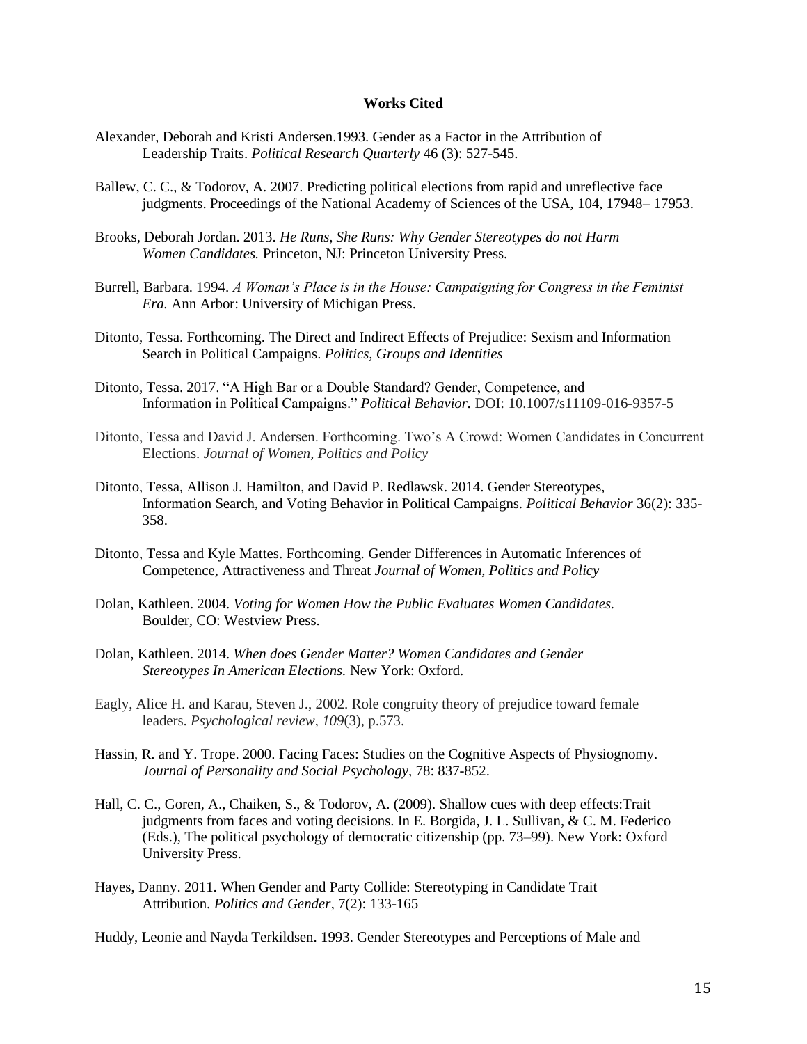**Works Cited**

Alexander, Deborah and Kristi Andersen.1993. Gender as a Factor in the Attribution of Leadership Traits. *Political Research Quarterly* 46 (3): 527-545.

Ballew, C. C., & Todorov, A. 2007. Predicting political elections from rapid and unreflective face judgments. Proceedings of the National Academy of Sciences of the USA, 104, 17948– 17953.

Brooks, Deborah Jordan. 2013. *He Runs, She Runs: Why Gender Stereotypes do not Harm Women Candidates.* Princeton, NJ: Princeton University Press.

Burrell, Barbara. 1994. *A Woman's Place is in the House: Campaigning for Congress in the Feminist Era.* Ann Arbor: University of Michigan Press.

Ditonto, Tessa. Forthcoming. The Direct and Indirect Effects of Prejudice: Sexism and Information Search in Political Campaigns. *Politics, Groups and Identities*

Ditonto, Tessa. 2017. "A High Bar or a Double Standard? Gender, Competence, and Information in Political Campaigns." *Political Behavior.* DOI: 10.1007/s11109-016-9357-5

Ditonto, Tessa and David J. Andersen. Forthcoming. Two's A Crowd: Women Candidates in Concurrent Elections. *Journal of Women, Politics and Policy*

Ditonto, Tessa, Allison J. Hamilton, and David P. Redlawsk. 2014. Gender Stereotypes, Information Search, and Voting Behavior in Political Campaigns. *Political Behavior* 36(2): 335-358.

Ditonto, Tessa and Kyle Mattes. Forthcoming. Gender Differences in Automatic Inferences of Competence, Attractiveness and Threat *Journal of Women, Politics and Policy*

Dolan, Kathleen. 2004. *Voting for Women How the Public Evaluates Women Candidates.* Boulder, CO: Westview Press.

Dolan, Kathleen. 2014. *When does Gender Matter? Women Candidates and Gender Stereotypes In American Elections.* New York: Oxford.

Eagly, Alice H. and Karau, Steven J., 2002. Role congruity theory of prejudice toward female leaders. *Psychological review*, *109*(3), p.573.

Hassin, R. and Y. Trope. 2000. Facing Faces: Studies on the Cognitive Aspects of Physiognomy. *Journal of Personality and Social Psychology,* 78: 837-852.

Hall, C. C., Goren, A., Chaiken, S., & Todorov, A. (2009). Shallow cues with deep effects:Trait judgments from faces and voting decisions. In E. Borgida, J. L. Sullivan, & C. M. Federico (Eds.), The political psychology of democratic citizenship (pp. 73–99). New York: Oxford University Press.

Hayes, Danny. 2011. When Gender and Party Collide: Stereotyping in Candidate Trait Attribution. *Politics and Gender*, 7(2): 133-165

Huddy, Leonie and Nayda Terkildsen. 1993. Gender Stereotypes and Perceptions of Male and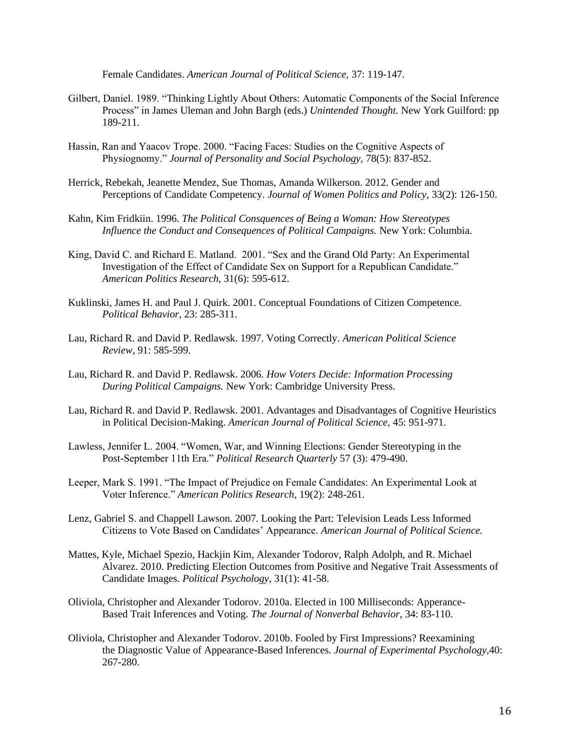Female Candidates. *American Journal of Political Science,* 37: 119-147.

Gilbert, Daniel. 1989. "Thinking Lightly About Others: Automatic Components of the Social Inference Process" in James Uleman and John Bargh (eds.) *Unintended Thought.* New York Guilford: pp 189-211.

Hassin, Ran and Yaacov Trope. 2000. "Facing Faces: Studies on the Cognitive Aspects of Physiognomy." *Journal of Personality and Social Psychology,* 78(5): 837-852.

Herrick, Rebekah, Jeanette Mendez, Sue Thomas, Amanda Wilkerson. 2012. Gender and Perceptions of Candidate Competency. *Journal of Women Politics and Policy*, 33(2): 126-150.

Kahn, Kim Fridkiin. 1996. *The Political Consquences of Being a Woman: How Stereotypes Influence the Conduct and Consequences of Political Campaigns.* New York: Columbia.

King, David C. and Richard E. Matland. 2001. "Sex and the Grand Old Party: An Experimental Investigation of the Effect of Candidate Sex on Support for a Republican Candidate." *American Politics Research*, 31(6): 595-612.

Kuklinski, James H. and Paul J. Quirk. 2001. Conceptual Foundations of Citizen Competence. *Political Behavior,* 23: 285-311.

Lau, Richard R. and David P. Redlawsk. 1997. Voting Correctly. *American Political Science Review,* 91: 585-599.

Lau, Richard R. and David P. Redlawsk. 2006. *How Voters Decide: Information Processing During Political Campaigns.* New York: Cambridge University Press.

Lau, Richard R. and David P. Redlawsk. 2001. Advantages and Disadvantages of Cognitive Heuristics in Political Decision-Making. *American Journal of Political Science,* 45: 951-971.

Lawless, Jennifer L. 2004. "Women, War, and Winning Elections: Gender Stereotyping in the Post-September 11th Era." *Political Research Quarterly* 57 (3): 479-490.

Leeper, Mark S. 1991. "The Impact of Prejudice on Female Candidates: An Experimental Look at Voter Inference." *American Politics Research*, 19(2): 248-261.

Lenz, Gabriel S. and Chappell Lawson. 2007. Looking the Part: Television Leads Less Informed Citizens to Vote Based on Candidates' Appearance. *American Journal of Political Science.*

Mattes, Kyle, Michael Spezio, Hackjin Kim, Alexander Todorov, Ralph Adolph, and R. Michael Alvarez. 2010. Predicting Election Outcomes from Positive and Negative Trait Assessments of Candidate Images. *Political Psychology*, 31(1): 41-58.

Oliviola, Christopher and Alexander Todorov. 2010a. Elected in 100 Milliseconds: Apperance-Based Trait Inferences and Voting. *The Journal of Nonverbal Behavior*, 34: 83-110.

Oliviola, Christopher and Alexander Todorov. 2010b. Fooled by First Impressions? Reexamining the Diagnostic Value of Appearance-Based Inferences. *Journal of Experimental Psychology,*40: 267-280.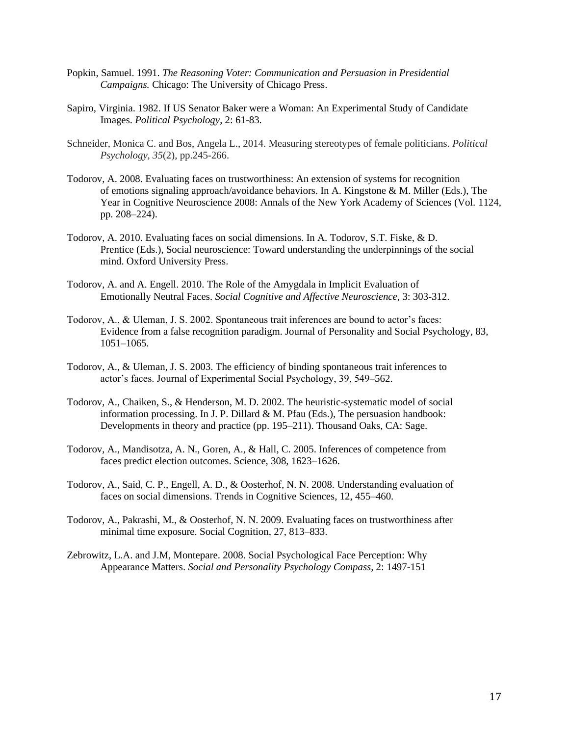Popkin, Samuel. 1991. *The Reasoning Voter: Communication and Persuasion in Presidential Campaigns.* Chicago: The University of Chicago Press.

Sapiro, Virginia. 1982. If US Senator Baker were a Woman: An Experimental Study of Candidate Images. *Political Psychology*, 2: 61-83.

Schneider, Monica C. and Bos, Angela L., 2014. Measuring stereotypes of female politicians. *Political Psychology*, *35*(2), pp.245-266.

Todorov, A. 2008. Evaluating faces on trustworthiness: An extension of systems for recognition of emotions signaling approach/avoidance behaviors. In A. Kingstone & M. Miller (Eds.), The Year in Cognitive Neuroscience 2008: Annals of the New York Academy of Sciences (Vol. 1124, pp. 208–224).

Todorov, A. 2010. Evaluating faces on social dimensions. In A. Todorov, S.T. Fiske, & D. Prentice (Eds.), Social neuroscience: Toward understanding the underpinnings of the social mind. Oxford University Press.

Todorov, A. and A. Engell. 2010. The Role of the Amygdala in Implicit Evaluation of Emotionally Neutral Faces. *Social Cognitive and Affective Neuroscience*, 3: 303-312.

Todorov, A., & Uleman, J. S. 2002. Spontaneous trait inferences are bound to actor's faces: Evidence from a false recognition paradigm. Journal of Personality and Social Psychology, 83, 1051–1065.

Todorov, A., & Uleman, J. S. 2003. The efficiency of binding spontaneous trait inferences to actor's faces. Journal of Experimental Social Psychology, 39, 549–562.

Todorov, A., Chaiken, S., & Henderson, M. D. 2002. The heuristic-systematic model of social information processing. In J. P. Dillard & M. Pfau (Eds.), The persuasion handbook: Developments in theory and practice (pp. 195–211). Thousand Oaks, CA: Sage.

Todorov, A., Mandisotza, A. N., Goren, A., & Hall, C. 2005. Inferences of competence from faces predict election outcomes. Science, 308, 1623–1626.

Todorov, A., Said, C. P., Engell, A. D., & Oosterhof, N. N. 2008. Understanding evaluation of faces on social dimensions. Trends in Cognitive Sciences, 12, 455–460.

Todorov, A., Pakrashi, M., & Oosterhof, N. N. 2009. Evaluating faces on trustworthiness after minimal time exposure. Social Cognition, 27, 813–833.

Zebrowitz, L.A. and J.M, Montepare. 2008. Social Psychological Face Perception: Why Appearance Matters. *Social and Personality Psychology Compass*, 2: 1497-151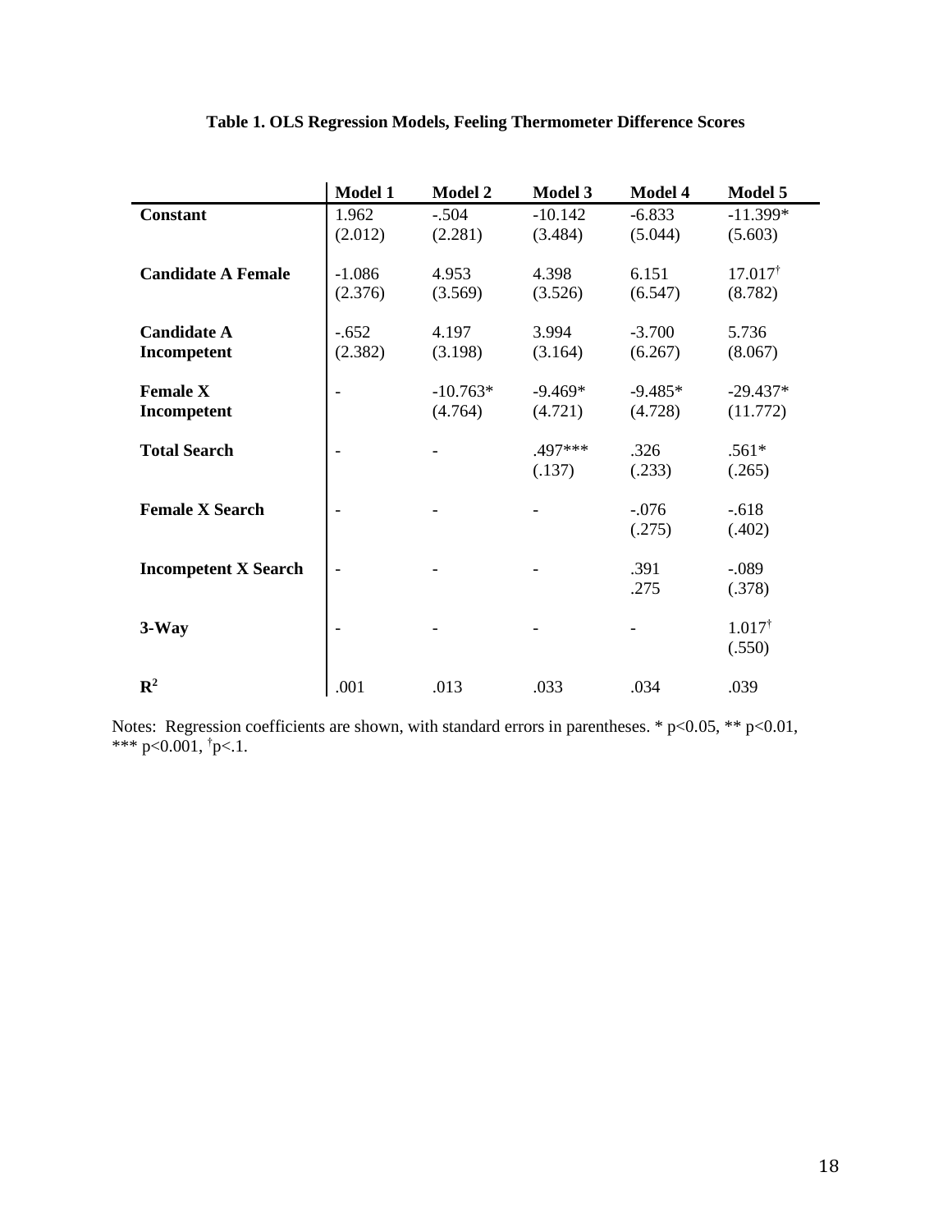**Table 1. OLS Regression Models, Feeling Thermometer Difference Scores**

| | Model 1 | Model 2 | Model 3 | Model 4 | Model 5 |
|---|---|---|---|---|---|
| **Constant** | 1.962<br>(2.012) | -.504<br>(2.281) | -10.142<br>(3.484) | -6.833<br>(5.044) | -11.399*<br>(5.603) |
| **Candidate A Female** | -1.086<br>(2.376) | 4.953<br>(3.569) | 4.398<br>(3.526) | 6.151<br>(6.547) | 17.017†<br>(8.782) |
| **Candidate A Incompetent** | -.652<br>(2.382) | 4.197<br>(3.198) | 3.994<br>(3.164) | -3.700<br>(6.267) | 5.736<br>(8.067) |
| **Female X Incompetent** | - | -10.763*<br>(4.764) | -9.469*<br>(4.721) | -9.485*<br>(4.728) | -29.437*<br>(11.772) |
| **Total Search** | - | - | .497***<br>(.137) | .326<br>(.233) | .561*<br>(.265) |
| **Female X Search** | - | - | - | -.076<br>(.275) | -.618<br>(.402) |
| **Incompetent X Search** | - | - | - | .391<br>.275 | -.089<br>(.378) |
| **3-Way** | - | - | - | - | 1.017†<br>(.550) |
| $\mathbf{R^2}$ | .001 | .013 | .033 | .034 | .039 |

Notes: Regression coefficients are shown, with standard errors in parentheses. * $p<0.05$, ** $p<0.01$, *** $p<0.001$, † $p<.1$.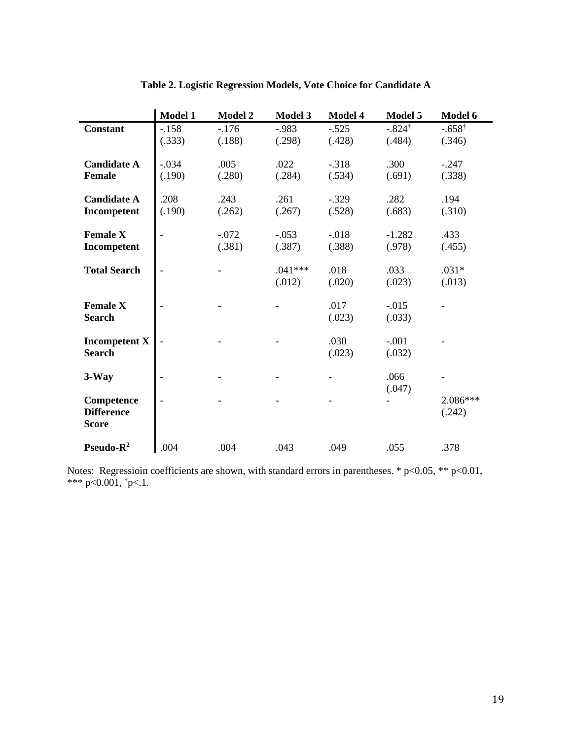**Table 2. Logistic Regression Models, Vote Choice for Candidate A**

| | Model 1 | Model 2 | Model 3 | Model 4 | Model 5 | Model 6 |
|---|---|---|---|---|---|---|
| **Constant** | -.158 (.333) | -.176 (.188) | -.983 (.298) | -.525 (.428) | -.824$^{\dagger}$ (.484) | -.658$^{\dagger}$ (.346) |
| **Candidate A Female** | -.034 (.190) | .005 (.280) | .022 (.284) | -.318 (.534) | .300 (.691) | -.247 (.338) |
| **Candidate A Incompetent** | .208 (.190) | .243 (.262) | .261 (.267) | -.329 (.528) | .282 (.683) | .194 (.310) |
| **Female X Incompetent** | - | -.072 (.381) | -.053 (.387) | -.018 (.388) | -1.282 (.978) | .433 (.455) |
| **Total Search** | - | - | .041*** (.012) | .018 (.020) | .033 (.023) | .031* (.013) |
| **Female X Search** | - | - | - | .017 (.023) | -.015 (.033) | - |
| **Incompetent X Search** | - | - | - | .030 (.023) | -.001 (.032) | - |
| **3-Way** | - | - | - | - | .066 (.047) | - |
| **Competence Difference Score** | - | - | - | - | - | 2.086*** (.242) |
| **Pseudo-$R^2$** | .004 | .004 | .043 | .049 | .055 | .378 |

Notes: Regressioin coefficients are shown, with standard errors in parentheses. * $p<0.05$, ** $p<0.01$, *** $p<0.001$, $^{\dagger}p<.1$.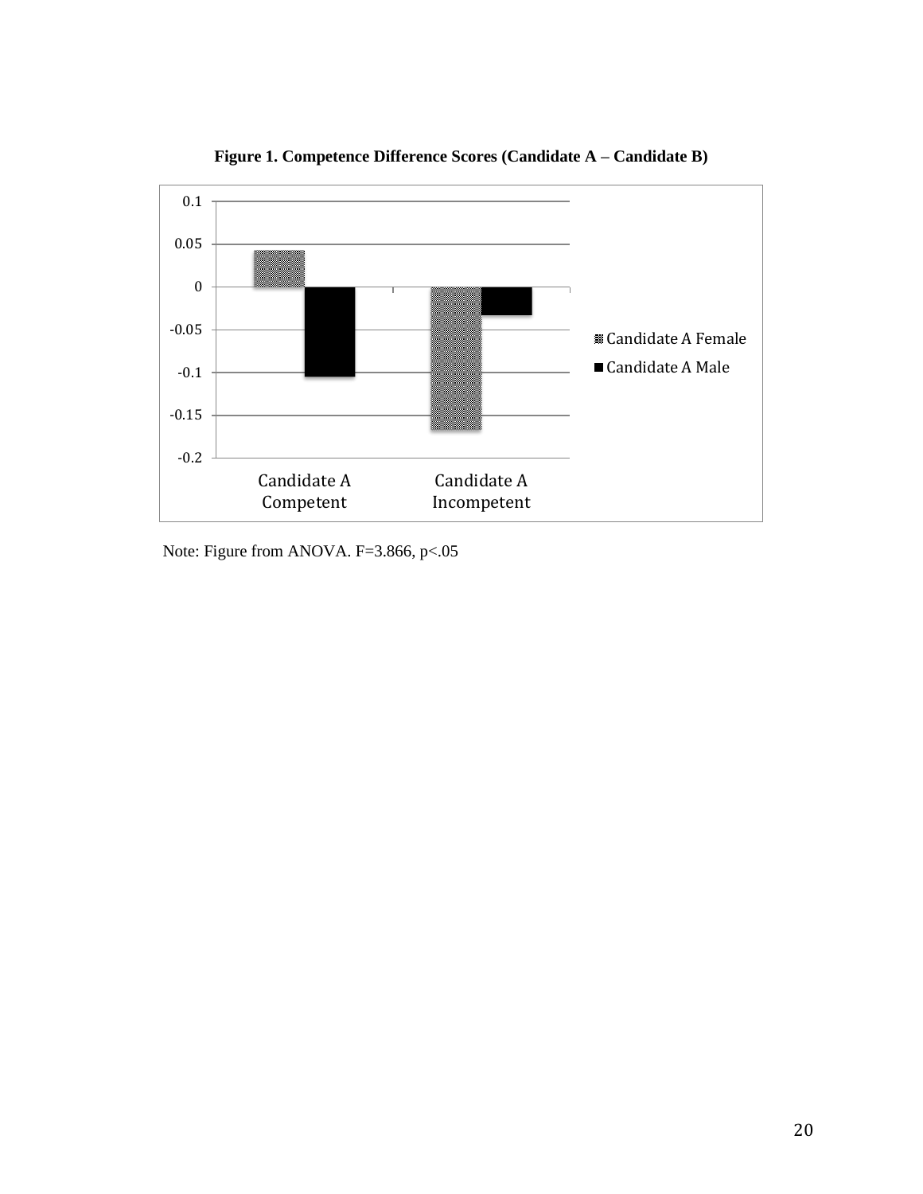**Figure 1. Competence Difference Scores (Candidate A – Candidate B)**

0.1
0.05
0
-0.05
-0.1
-0.15
-0.2

Candidate A Competent
Candidate A Incompetent

Candidate A Female
Candidate A Male

Note: Figure from ANOVA. F=3.866, p<.05